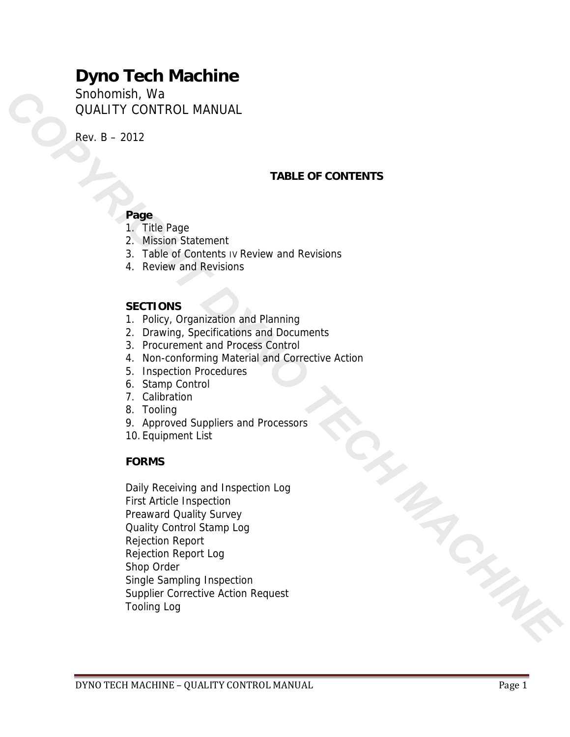# Dyno Tech Machine

Snohomish, Wa
QUALITY CONTROL MANUAL

Rev. B – 2012

## TABLE OF CONTENTS

**Page**

1. Title Page
2. Mission Statement
3. Table of Contents IV Review and Revisions
4. Review and Revisions

**SECTIONS**

1. Policy, Organization and Planning
2. Drawing, Specifications and Documents
3. Procurement and Process Control
4. Non-conforming Material and Corrective Action
5. Inspection Procedures
6. Stamp Control
7. Calibration
8. Tooling
9. Approved Suppliers and Processors
10. Equipment List

**FORMS**

Daily Receiving and Inspection Log
First Article Inspection
Preaward Quality Survey
Quality Control Stamp Log
Rejection Report
Rejection Report Log
Shop Order
Single Sampling Inspection
Supplier Corrective Action Request
Tooling Log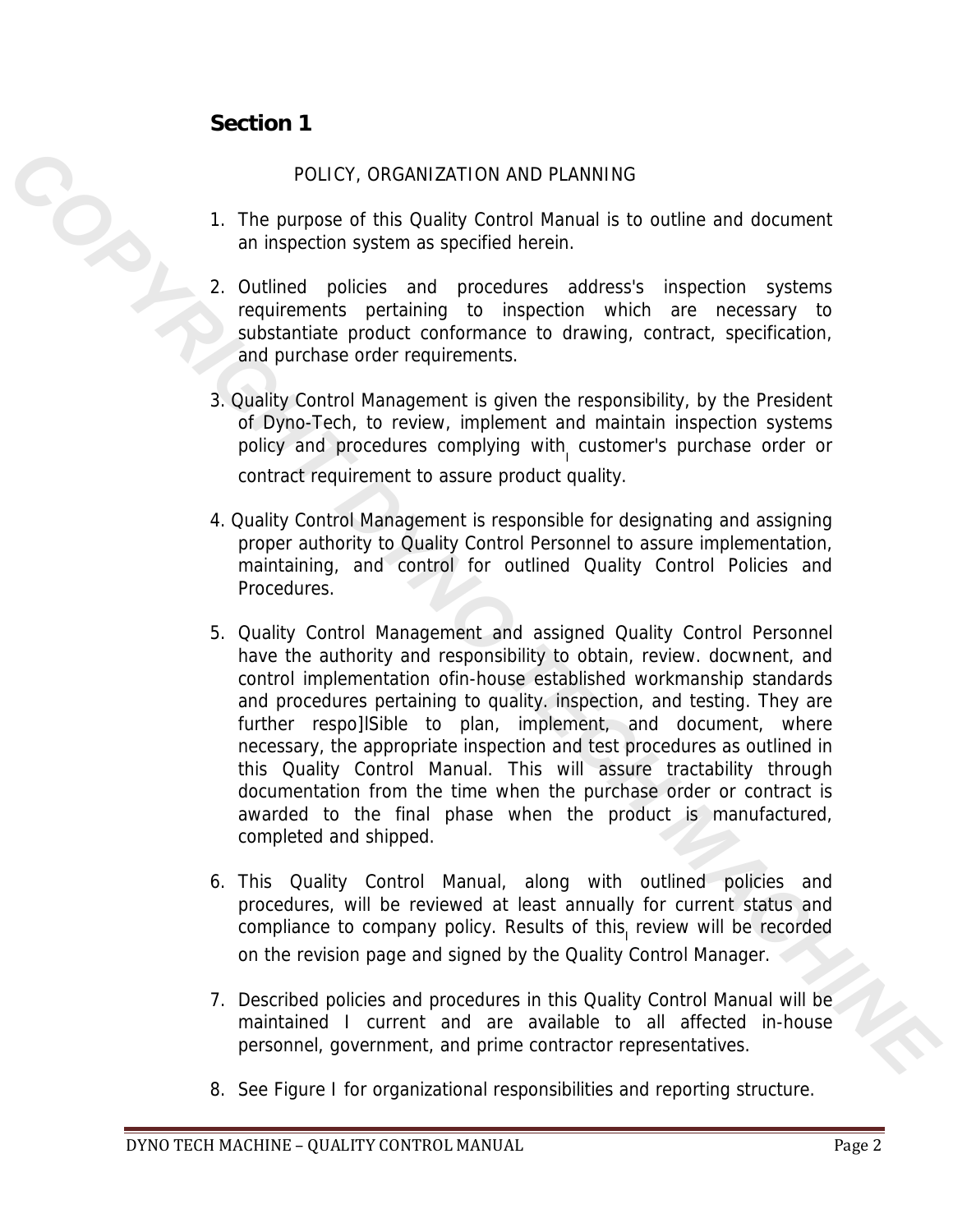# Section 1

POLICY, ORGANIZATION AND PLANNING

1. The purpose of this Quality Control Manual is to outline and document an inspection system as specified herein.

2. Outlined policies and procedures address's inspection systems requirements pertaining to inspection which are necessary to substantiate product conformance to drawing, contract, specification, and purchase order requirements.

3. Quality Control Management is given the responsibility, by the President of Dyno-Tech, to review, implement and maintain inspection systems policy and procedures complying with customer's purchase order or contract requirement to assure product quality.

4. Quality Control Management is responsible for designating and assigning proper authority to Quality Control Personnel to assure implementation, maintaining, and control for outlined Quality Control Policies and Procedures.

5. Quality Control Management and assigned Quality Control Personnel have the authority and responsibility to obtain, review. docwnent, and control implementation ofin-house established workmanship standards and procedures pertaining to quality. inspection, and testing. They are further respo]lSible to plan, implement, and document, where necessary, the appropriate inspection and test procedures as outlined in this Quality Control Manual. This will assure tractability through documentation from the time when the purchase order or contract is awarded to the final phase when the product is manufactured, completed and shipped.

6. This Quality Control Manual, along with outlined policies and procedures, will be reviewed at least annually for current status and compliance to company policy. Results of this review will be recorded on the revision page and signed by the Quality Control Manager.

7. Described policies and procedures in this Quality Control Manual will be maintained I current and are available to all affected in-house personnel, government, and prime contractor representatives.

8. See Figure I for organizational responsibilities and reporting structure.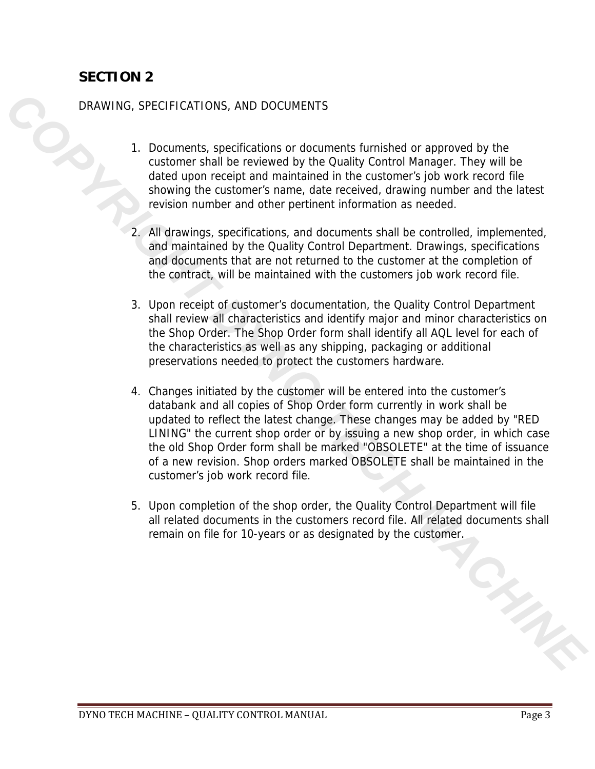## SECTION 2

DRAWING, SPECIFICATIONS, AND DOCUMENTS

1. Documents, specifications or documents furnished or approved by the customer shall be reviewed by the Quality Control Manager. They will be dated upon receipt and maintained in the customer's job work record file showing the customer's name, date received, drawing number and the latest revision number and other pertinent information as needed.

2. All drawings, specifications, and documents shall be controlled, implemented, and maintained by the Quality Control Department. Drawings, specifications and documents that are not returned to the customer at the completion of the contract, will be maintained with the customers job work record file.

3. Upon receipt of customer's documentation, the Quality Control Department shall review all characteristics and identify major and minor characteristics on the Shop Order. The Shop Order form shall identify all AQL level for each of the characteristics as well as any shipping, packaging or additional preservations needed to protect the customers hardware.

4. Changes initiated by the customer will be entered into the customer's databank and all copies of Shop Order form currently in work shall be updated to reflect the latest change. These changes may be added by "RED LINING" the current shop order or by issuing a new shop order, in which case the old Shop Order form shall be marked "OBSOLETE" at the time of issuance of a new revision. Shop orders marked OBSOLETE shall be maintained in the customer's job work record file.

5. Upon completion of the shop order, the Quality Control Department will file all related documents in the customers record file. All related documents shall remain on file for 10-years or as designated by the customer.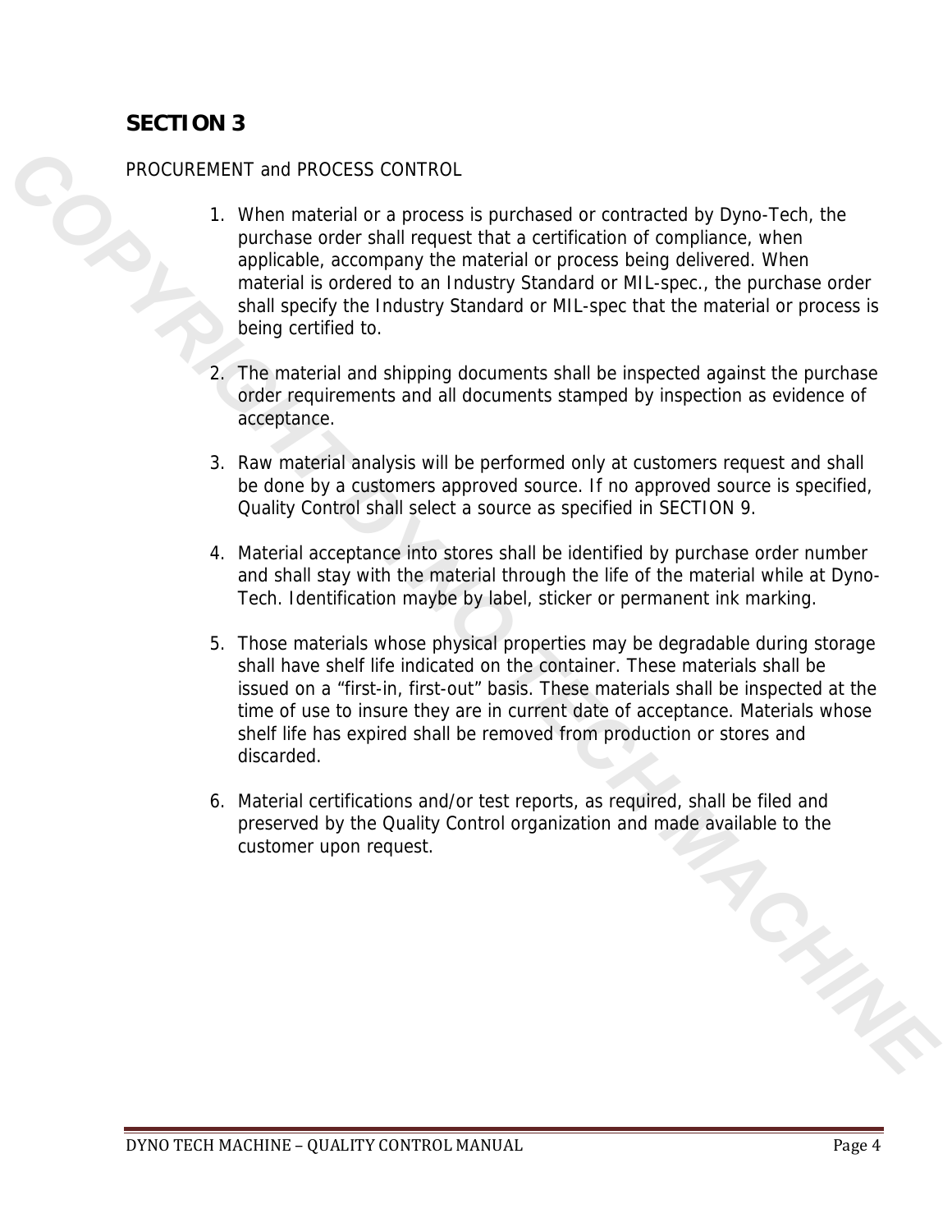## SECTION 3

PROCUREMENT and PROCESS CONTROL

1. When material or a process is purchased or contracted by Dyno-Tech, the purchase order shall request that a certification of compliance, when applicable, accompany the material or process being delivered. When material is ordered to an Industry Standard or MIL-spec., the purchase order shall specify the Industry Standard or MIL-spec that the material or process is being certified to.

2. The material and shipping documents shall be inspected against the purchase order requirements and all documents stamped by inspection as evidence of acceptance.

3. Raw material analysis will be performed only at customers request and shall be done by a customers approved source. If no approved source is specified, Quality Control shall select a source as specified in SECTION 9.

4. Material acceptance into stores shall be identified by purchase order number and shall stay with the material through the life of the material while at Dyno-Tech. Identification maybe by label, sticker or permanent ink marking.

5. Those materials whose physical properties may be degradable during storage shall have shelf life indicated on the container. These materials shall be issued on a "first-in, first-out" basis. These materials shall be inspected at the time of use to insure they are in current date of acceptance. Materials whose shelf life has expired shall be removed from production or stores and discarded.

6. Material certifications and/or test reports, as required, shall be filed and preserved by the Quality Control organization and made available to the customer upon request.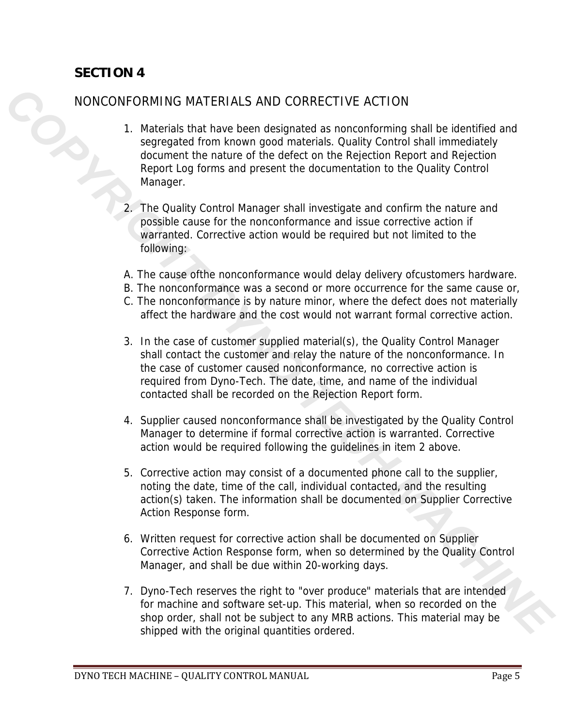## SECTION 4

### NONCONFORMING MATERIALS AND CORRECTIVE ACTION

1. Materials that have been designated as nonconforming shall be identified and segregated from known good materials. Quality Control shall immediately document the nature of the defect on the Rejection Report and Rejection Report Log forms and present the documentation to the Quality Control Manager.

2. The Quality Control Manager shall investigate and confirm the nature and possible cause for the nonconformance and issue corrective action if warranted. Corrective action would be required but not limited to the following:

A. The cause ofthe nonconformance would delay delivery ofcustomers hardware.
B. The nonconformance was a second or more occurrence for the same cause or,
C. The nonconformance is by nature minor, where the defect does not materially affect the hardware and the cost would not warrant formal corrective action.

3. In the case of customer supplied material(s), the Quality Control Manager shall contact the customer and relay the nature of the nonconformance. In the case of customer caused nonconformance, no corrective action is required from Dyno-Tech. The date, time, and name of the individual contacted shall be recorded on the Rejection Report form.

4. Supplier caused nonconformance shall be investigated by the Quality Control Manager to determine if formal corrective action is warranted. Corrective action would be required following the guidelines in item 2 above.

5. Corrective action may consist of a documented phone call to the supplier, noting the date, time of the call, individual contacted, and the resulting action(s) taken. The information shall be documented on Supplier Corrective Action Response form.

6. Written request for corrective action shall be documented on Supplier Corrective Action Response form, when so determined by the Quality Control Manager, and shall be due within 20-working days.

7. Dyno-Tech reserves the right to "over produce" materials that are intended for machine and software set-up. This material, when so recorded on the shop order, shall not be subject to any MRB actions. This material may be shipped with the original quantities ordered.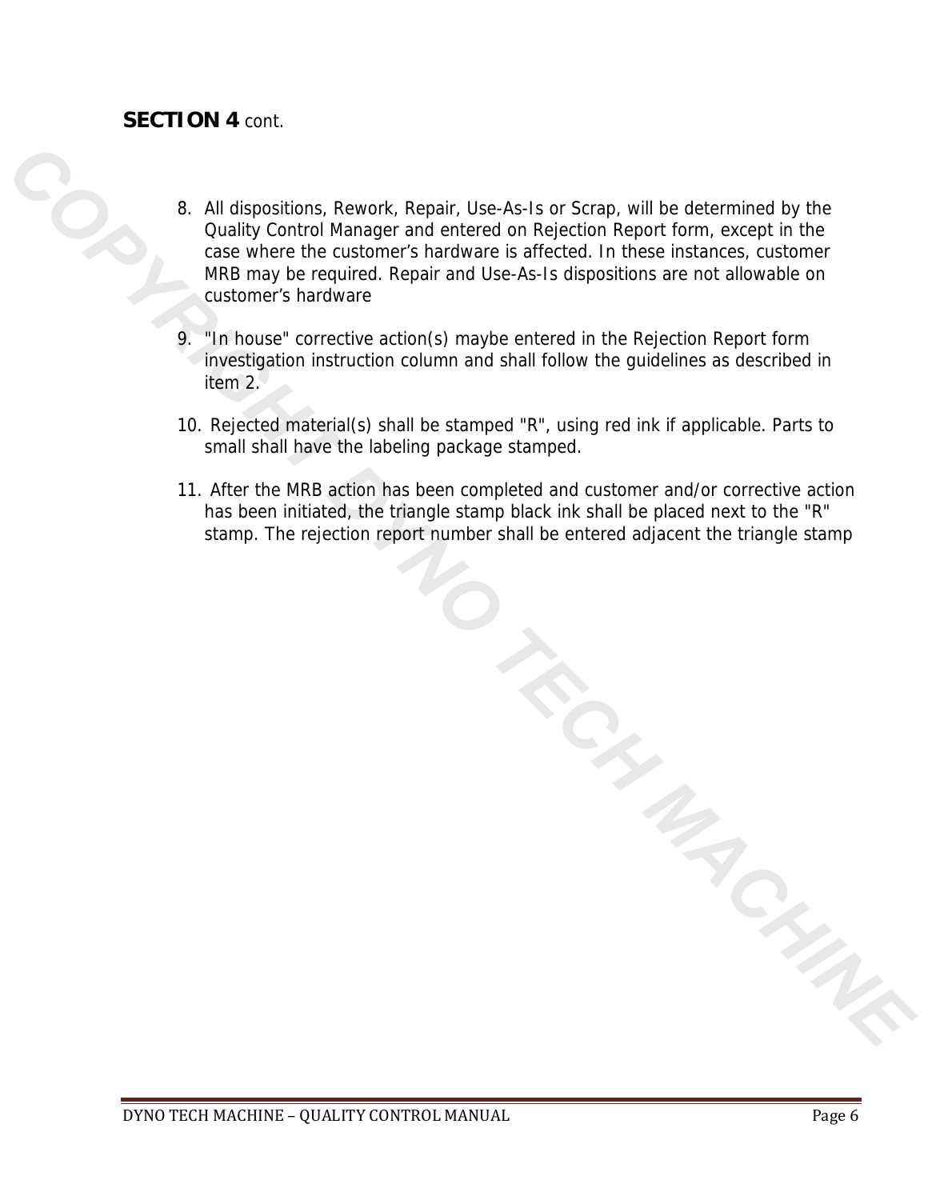**SECTION 4** cont.

8. All dispositions, Rework, Repair, Use-As-Is or Scrap, will be determined by the Quality Control Manager and entered on Rejection Report form, except in the case where the customer's hardware is affected. In these instances, customer MRB may be required. Repair and Use-As-Is dispositions are not allowable on customer's hardware

9. "In house" corrective action(s) maybe entered in the Rejection Report form investigation instruction column and shall follow the guidelines as described in item 2.

10. Rejected material(s) shall be stamped "R", using red ink if applicable. Parts to small shall have the labeling package stamped.

11. After the MRB action has been completed and customer and/or corrective action has been initiated, the triangle stamp black ink shall be placed next to the "R" stamp. The rejection report number shall be entered adjacent the triangle stamp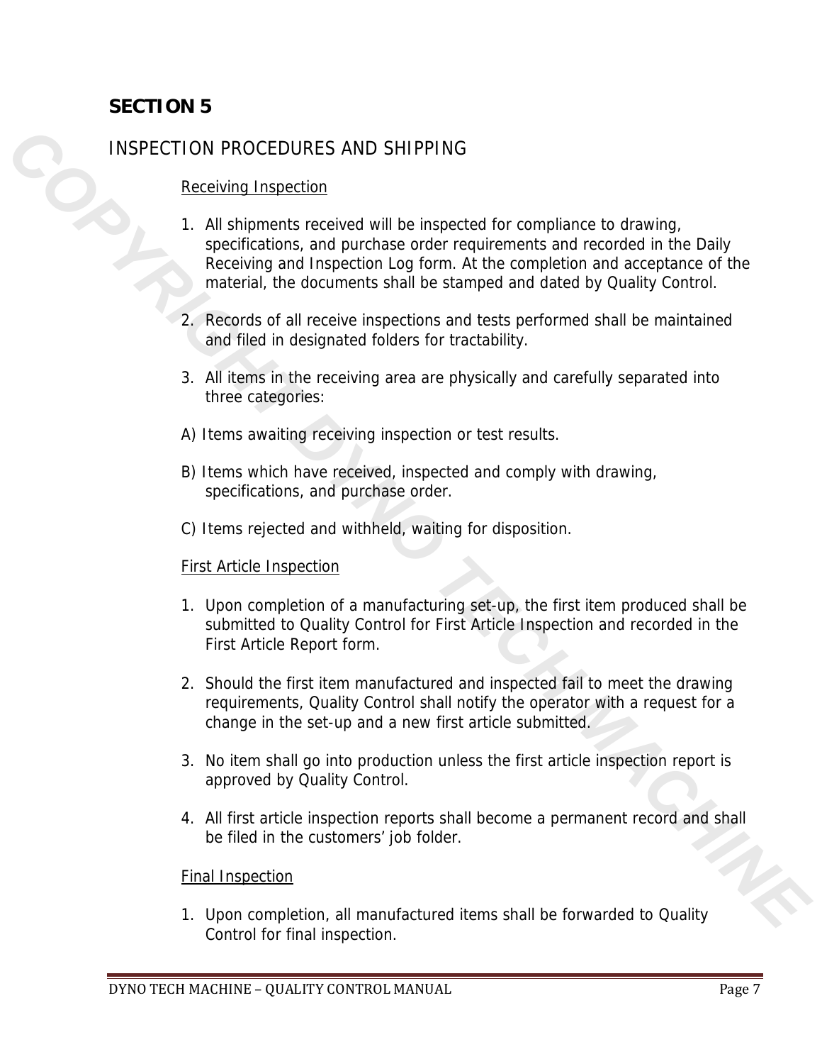## SECTION 5

### INSPECTION PROCEDURES AND SHIPPING

Receiving Inspection

1. All shipments received will be inspected for compliance to drawing, specifications, and purchase order requirements and recorded in the Daily Receiving and Inspection Log form. At the completion and acceptance of the material, the documents shall be stamped and dated by Quality Control.

2. Records of all receive inspections and tests performed shall be maintained and filed in designated folders for tractability.

3. All items in the receiving area are physically and carefully separated into three categories:

A) Items awaiting receiving inspection or test results.

B) Items which have received, inspected and comply with drawing, specifications, and purchase order.

C) Items rejected and withheld, waiting for disposition.

First Article Inspection

1. Upon completion of a manufacturing set-up, the first item produced shall be submitted to Quality Control for First Article Inspection and recorded in the First Article Report form.

2. Should the first item manufactured and inspected fail to meet the drawing requirements, Quality Control shall notify the operator with a request for a change in the set-up and a new first article submitted.

3. No item shall go into production unless the first article inspection report is approved by Quality Control.

4. All first article inspection reports shall become a permanent record and shall be filed in the customers' job folder.

Final Inspection

1. Upon completion, all manufactured items shall be forwarded to Quality Control for final inspection.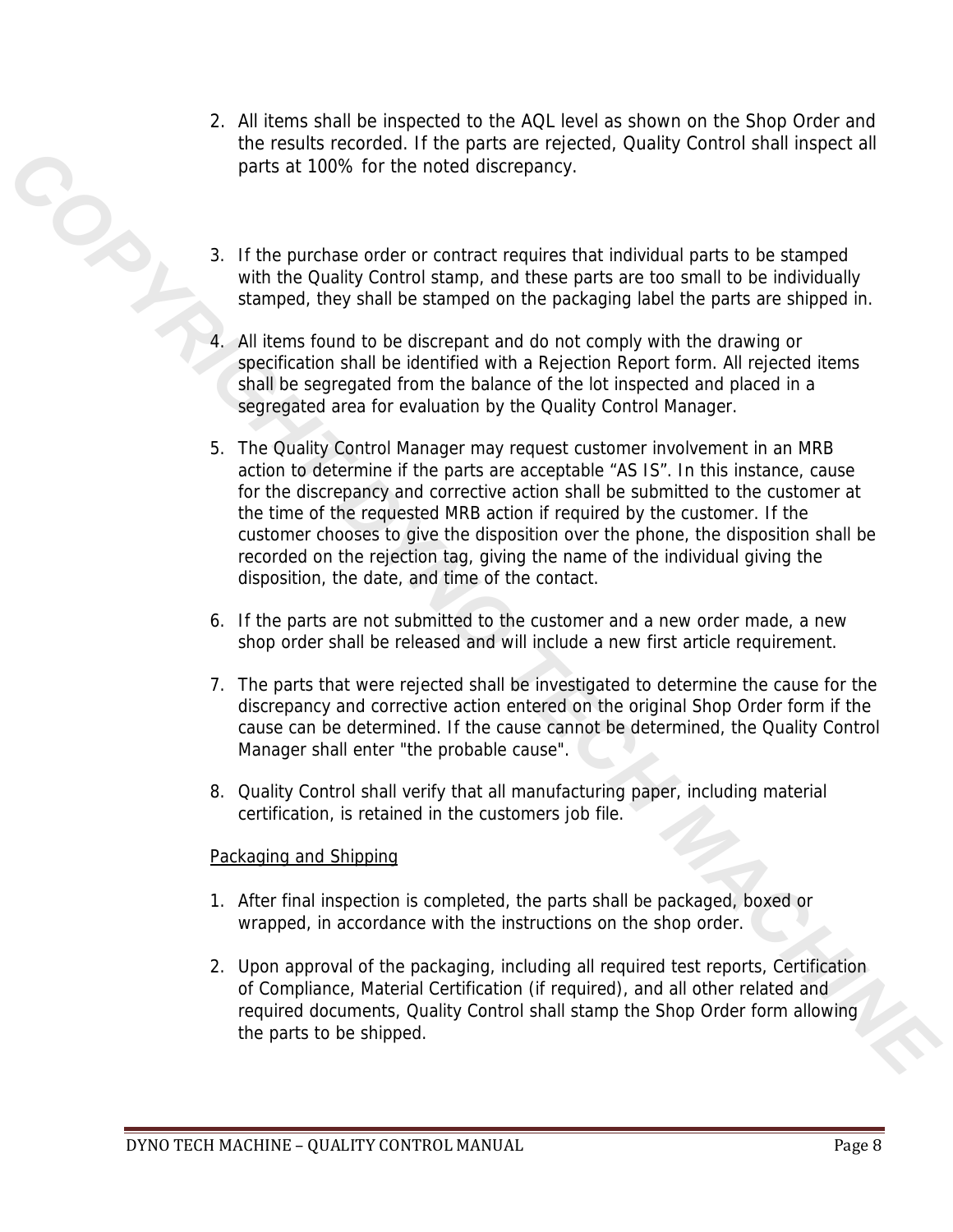2. All items shall be inspected to the AQL level as shown on the Shop Order and the results recorded. If the parts are rejected, Quality Control shall inspect all parts at 100% for the noted discrepancy.

3. If the purchase order or contract requires that individual parts to be stamped with the Quality Control stamp, and these parts are too small to be individually stamped, they shall be stamped on the packaging label the parts are shipped in.

4. All items found to be discrepant and do not comply with the drawing or specification shall be identified with a Rejection Report form. All rejected items shall be segregated from the balance of the lot inspected and placed in a segregated area for evaluation by the Quality Control Manager.

5. The Quality Control Manager may request customer involvement in an MRB action to determine if the parts are acceptable "AS IS". In this instance, cause for the discrepancy and corrective action shall be submitted to the customer at the time of the requested MRB action if required by the customer. If the customer chooses to give the disposition over the phone, the disposition shall be recorded on the rejection tag, giving the name of the individual giving the disposition, the date, and time of the contact.

6. If the parts are not submitted to the customer and a new order made, a new shop order shall be released and will include a new first article requirement.

7. The parts that were rejected shall be investigated to determine the cause for the discrepancy and corrective action entered on the original Shop Order form if the cause can be determined. If the cause cannot be determined, the Quality Control Manager shall enter "the probable cause".

8. Quality Control shall verify that all manufacturing paper, including material certification, is retained in the customers job file.

<u>Packaging and Shipping</u>

1. After final inspection is completed, the parts shall be packaged, boxed or wrapped, in accordance with the instructions on the shop order.

2. Upon approval of the packaging, including all required test reports, Certification of Compliance, Material Certification (if required), and all other related and required documents, Quality Control shall stamp the Shop Order form allowing the parts to be shipped.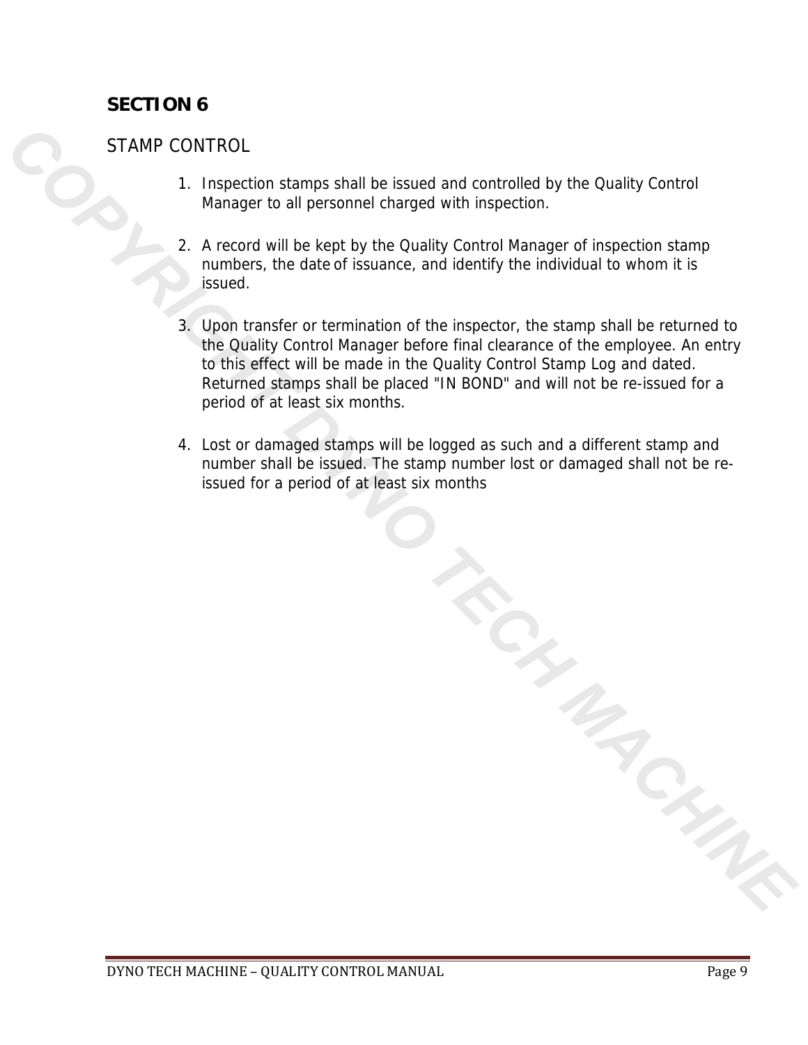# SECTION 6

## STAMP CONTROL

1. Inspection stamps shall be issued and controlled by the Quality Control Manager to all personnel charged with inspection.

2. A record will be kept by the Quality Control Manager of inspection stamp numbers, the date of issuance, and identify the individual to whom it is issued.

3. Upon transfer or termination of the inspector, the stamp shall be returned to the Quality Control Manager before final clearance of the employee. An entry to this effect will be made in the Quality Control Stamp Log and dated. Returned stamps shall be placed "IN BOND" and will not be re-issued for a period of at least six months.

4. Lost or damaged stamps will be logged as such and a different stamp and number shall be issued. The stamp number lost or damaged shall not be re-issued for a period of at least six months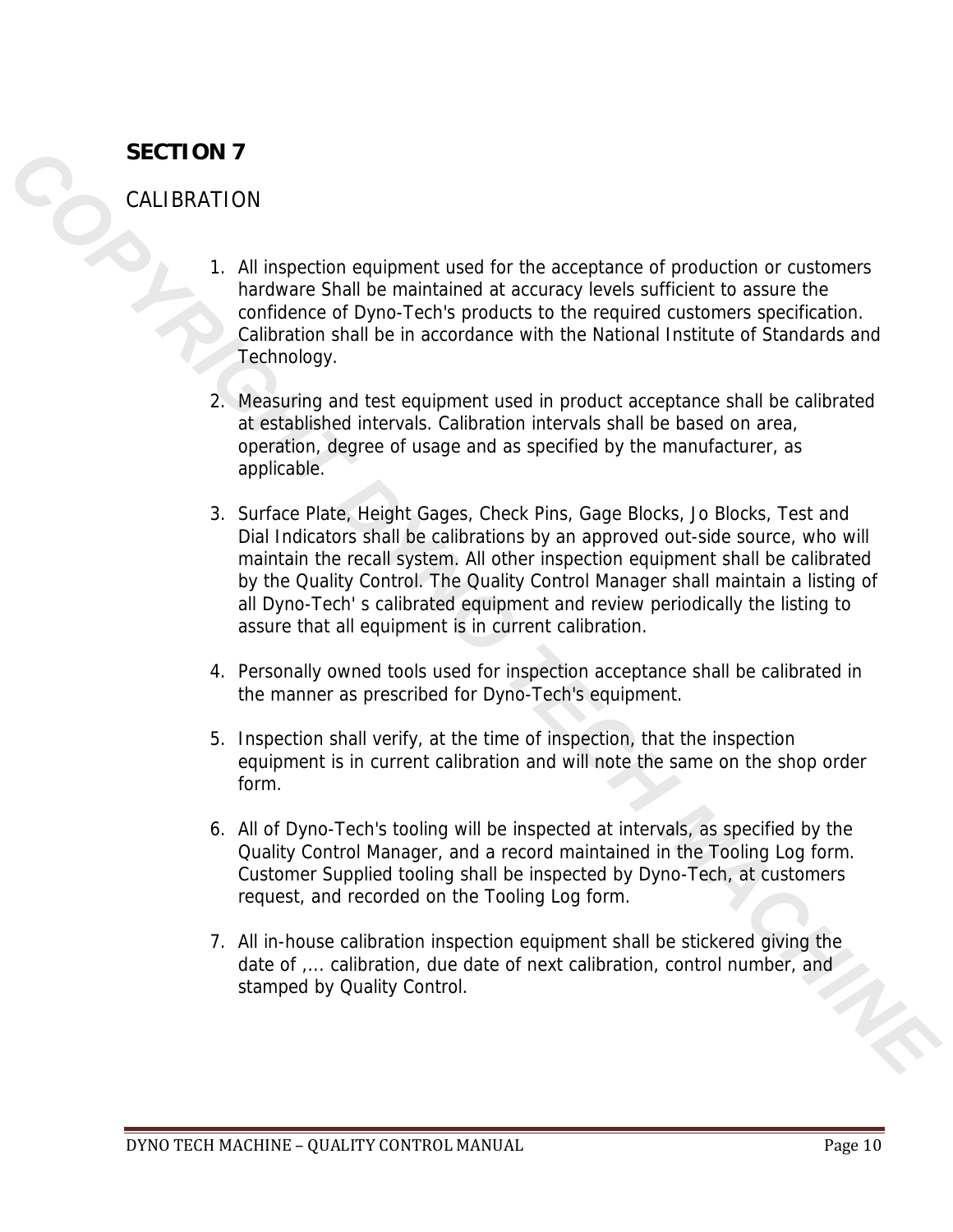## SECTION 7

### CALIBRATION

1. All inspection equipment used for the acceptance of production or customers hardware Shall be maintained at accuracy levels sufficient to assure the confidence of Dyno-Tech's products to the required customers specification. Calibration shall be in accordance with the National Institute of Standards and Technology.

2. Measuring and test equipment used in product acceptance shall be calibrated at established intervals. Calibration intervals shall be based on area, operation, degree of usage and as specified by the manufacturer, as applicable.

3. Surface Plate, Height Gages, Check Pins, Gage Blocks, Jo Blocks, Test and Dial Indicators shall be calibrations by an approved out-side source, who will maintain the recall system. All other inspection equipment shall be calibrated by the Quality Control. The Quality Control Manager shall maintain a listing of all Dyno-Tech' s calibrated equipment and review periodically the listing to assure that all equipment is in current calibration.

4. Personally owned tools used for inspection acceptance shall be calibrated in the manner as prescribed for Dyno-Tech's equipment.

5. Inspection shall verify, at the time of inspection, that the inspection equipment is in current calibration and will note the same on the shop order form.

6. All of Dyno-Tech's tooling will be inspected at intervals, as specified by the Quality Control Manager, and a record maintained in the Tooling Log form. Customer Supplied tooling shall be inspected by Dyno-Tech, at customers request, and recorded on the Tooling Log form.

7. All in-house calibration inspection equipment shall be stickered giving the date of ,... calibration, due date of next calibration, control number, and stamped by Quality Control.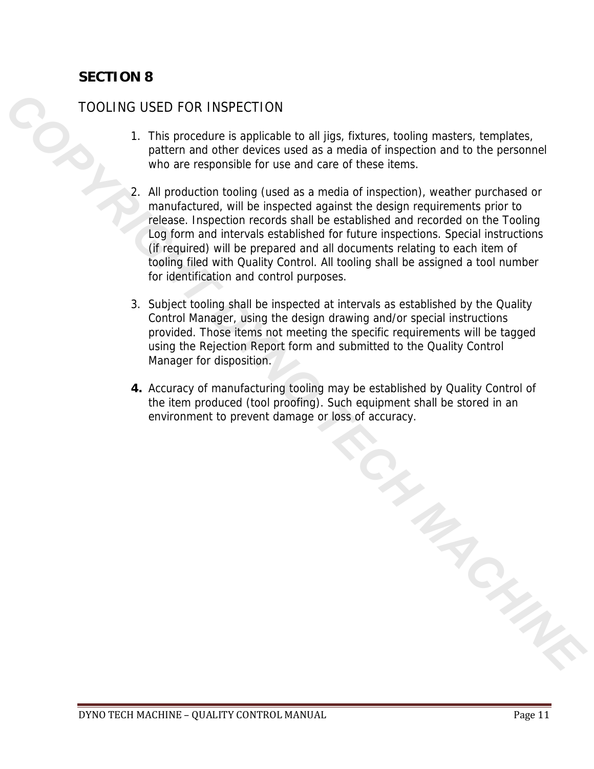## SECTION 8

### TOOLING USED FOR INSPECTION

1. This procedure is applicable to all jigs, fixtures, tooling masters, templates, pattern and other devices used as a media of inspection and to the personnel who are responsible for use and care of these items.

2. All production tooling (used as a media of inspection), weather purchased or manufactured, will be inspected against the design requirements prior to release. Inspection records shall be established and recorded on the Tooling Log form and intervals established for future inspections. Special instructions (if required) will be prepared and all documents relating to each item of tooling filed with Quality Control. All tooling shall be assigned a tool number for identification and control purposes.

3. Subject tooling shall be inspected at intervals as established by the Quality Control Manager, using the design drawing and/or special instructions provided. Those items not meeting the specific requirements will be tagged using the Rejection Report form and submitted to the Quality Control Manager for disposition.

4. Accuracy of manufacturing tooling may be established by Quality Control of the item produced (tool proofing). Such equipment shall be stored in an environment to prevent damage or loss of accuracy.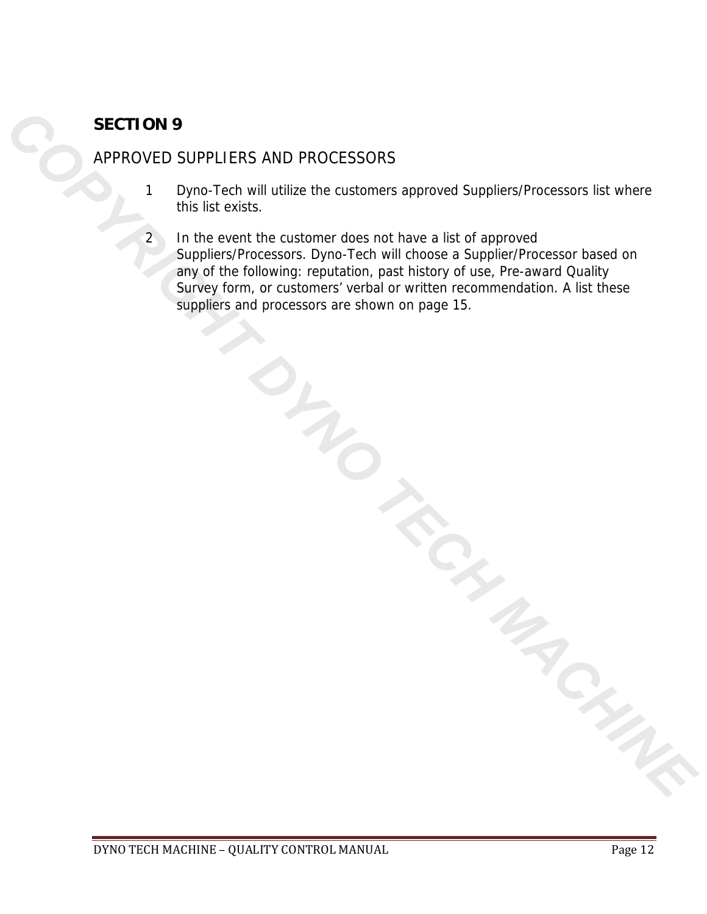## SECTION 9

### APPROVED SUPPLIERS AND PROCESSORS

1. Dyno-Tech will utilize the customers approved Suppliers/Processors list where this list exists.

2. In the event the customer does not have a list of approved Suppliers/Processors. Dyno-Tech will choose a Supplier/Processor based on any of the following: reputation, past history of use, Pre-award Quality Survey form, or customers' verbal or written recommendation. A list these suppliers and processors are shown on page 15.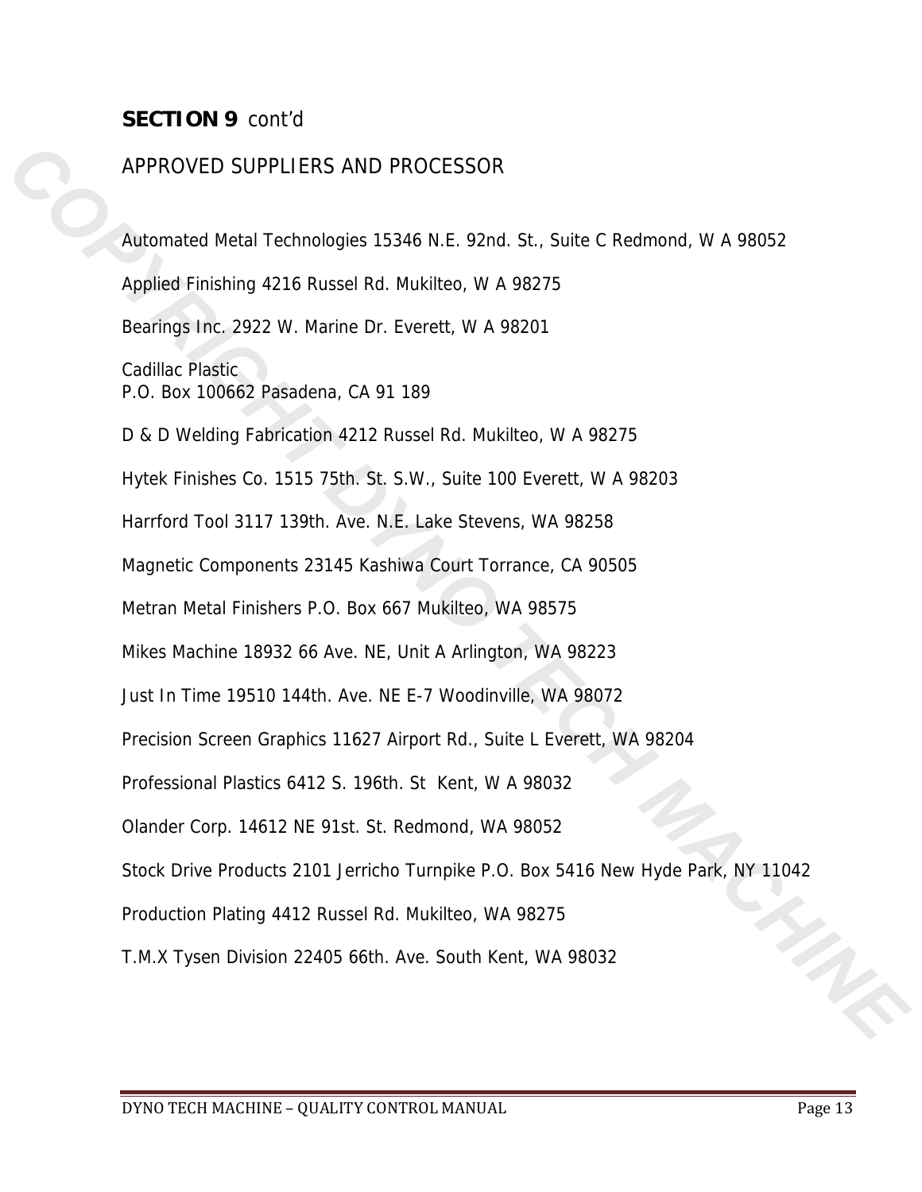**SECTION 9** cont'd

APPROVED SUPPLIERS AND PROCESSOR

Automated Metal Technologies 15346 N.E. 92nd. St., Suite C Redmond, W A 98052

Applied Finishing 4216 Russel Rd. Mukilteo, W A 98275

Bearings Inc. 2922 W. Marine Dr. Everett, W A 98201

Cadillac Plastic
P.O. Box 100662 Pasadena, CA 91 189

D & D Welding Fabrication 4212 Russel Rd. Mukilteo, W A 98275

Hytek Finishes Co. 1515 75th. St. S.W., Suite 100 Everett, W A 98203

Harrford Tool 3117 139th. Ave. N.E. Lake Stevens, WA 98258

Magnetic Components 23145 Kashiwa Court Torrance, CA 90505

Metran Metal Finishers P.O. Box 667 Mukilteo, WA 98575

Mikes Machine 18932 66 Ave. NE, Unit A Arlington, WA 98223

Just In Time 19510 144th. Ave. NE E-7 Woodinville, WA 98072

Precision Screen Graphics 11627 Airport Rd., Suite L Everett, WA 98204

Professional Plastics 6412 S. 196th. St Kent, W A 98032

Olander Corp. 14612 NE 91st. St. Redmond, WA 98052

Stock Drive Products 2101 Jerricho Turnpike P.O. Box 5416 New Hyde Park, NY 11042

Production Plating 4412 Russel Rd. Mukilteo, WA 98275

T.M.X Tysen Division 22405 66th. Ave. South Kent, WA 98032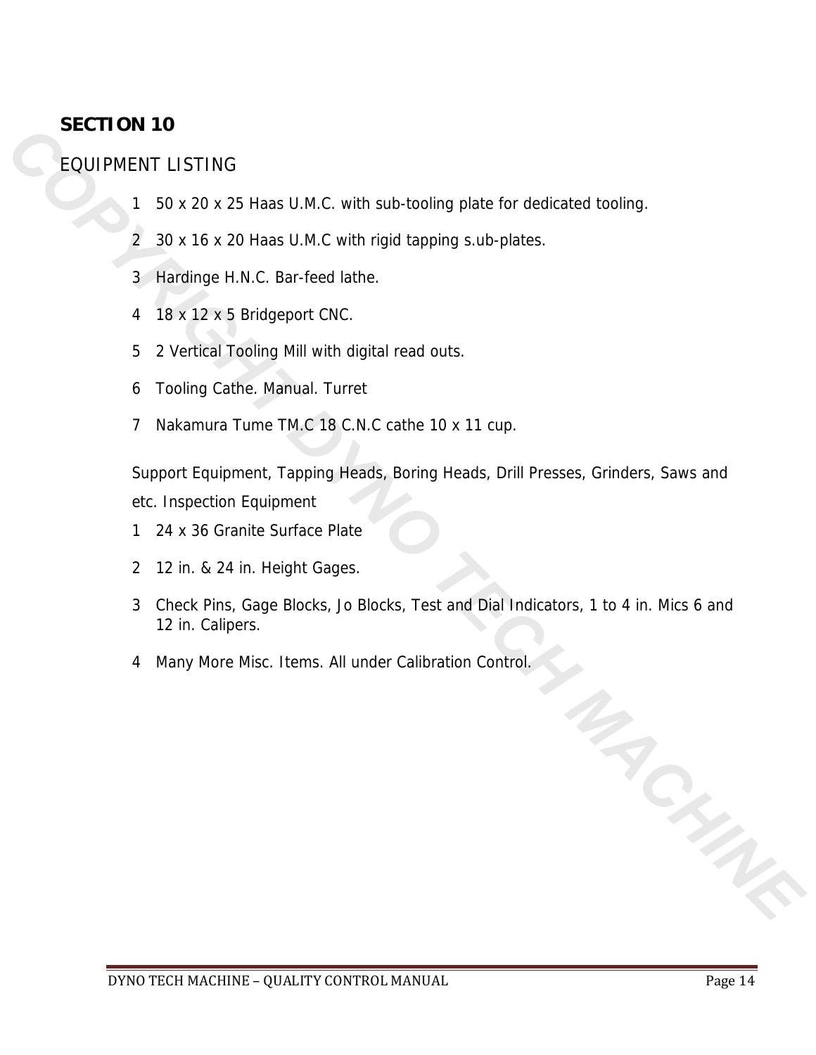**SECTION 10**

EQUIPMENT LISTING

1. 50 x 20 x 25 Haas U.M.C. with sub-tooling plate for dedicated tooling.
2. 30 x 16 x 20 Haas U.M.C with rigid tapping s.ub-plates.
3. Hardinge H.N.C. Bar-feed lathe.
4. 18 x 12 x 5 Bridgeport CNC.
5. 2 Vertical Tooling Mill with digital read outs.
6. Tooling Cathe. Manual. Turret
7. Nakamura Tume TM.C 18 C.N.C cathe 10 x 11 cup.

Support Equipment, Tapping Heads, Boring Heads, Drill Presses, Grinders, Saws and etc. Inspection Equipment

1. 24 x 36 Granite Surface Plate
2. 12 in. & 24 in. Height Gages.
3. Check Pins, Gage Blocks, Jo Blocks, Test and Dial Indicators, 1 to 4 in. Mics 6 and 12 in. Calipers.
4. Many More Misc. Items. All under Calibration Control.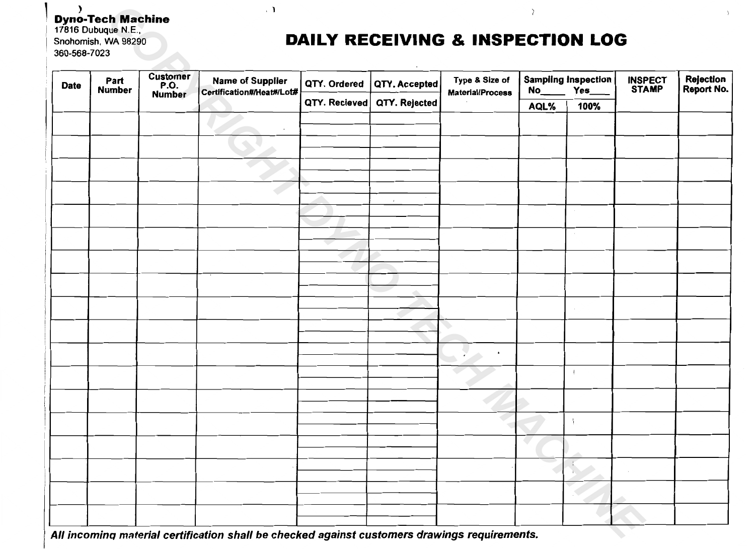**Dyno-Tech Machine**
17816 Dubuque N.E.,
Snohomish, WA 98290
360-568-7023

# DAILY RECEIVING & INSPECTION LOG

| Date | Part Number | Customer P.O. Number | Name of Supplier Certification#/Heat#/Lot# | QTY. Ordered / QTY. Recieved | QTY. Accepted / QTY. Rejected | Type & Size of Material/Process | Sampling Inspection No____ Yes____ AQL% | 100% | INSPECT STAMP | Rejection Report No. |
|---|---|---|---|---|---|---|---|---|---|---|
| | | | | | | | | | | |
| | | | | | | | | | | |
| | | | | | | | | | | |
| | | | | | | | | | | |
| | | | | | | | | | | |
| | | | | | | | | | | |
| | | | | | | | | | | |
| | | | | | | | | | | |
| | | | | | | | | | | |
| | | | | | | | | | | |
| | | | | | | | | | | |
| | | | | | | | | | | |
| | | | | | | | | | | |
| | | | | | | | | | | |
| | | | | | | | | | | |
| | | | | | | | | | | |
| | | | | | | | | | | |
| | | | | | | | | | | |

*All incoming material certification shall be checked against customers drawings requirements.*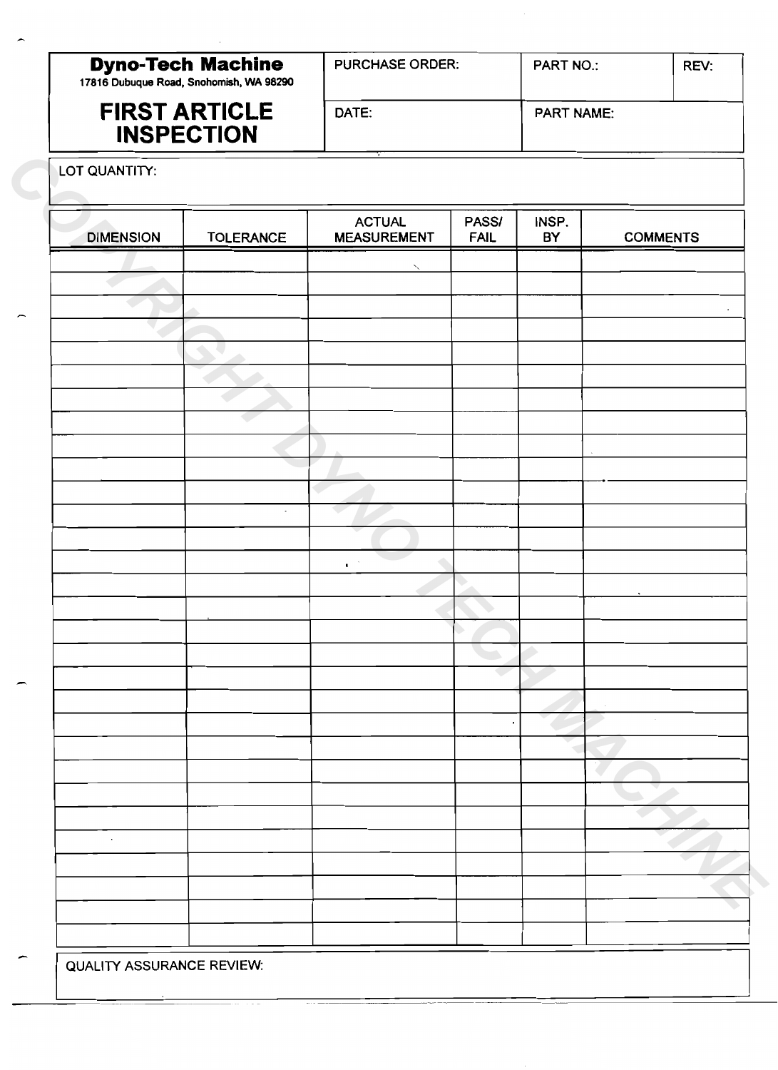**Dyno-Tech Machine**
17816 Dubuque Road, Snohomish, WA 98290

# FIRST ARTICLE INSPECTION

| | | | |
|---|---|---|---|
| PURCHASE ORDER: | PART NO.: | REV: | |
| DATE: | PART NAME: | | |

LOT QUANTITY:

| DIMENSION | TOLERANCE | ACTUAL MEASUREMENT | PASS/ FAIL | INSP. BY | COMMENTS |
|---|---|---|---|---|---|
| | | | | | |
| | | | | | |
| | | | | | |
| | | | | | |
| | | | | | |
| | | | | | |
| | | | | | |
| | | | | | |
| | | | | | |
| | | | | | |
| | | | | | |
| | | | | | |
| | | | | | |
| | | | | | |
| | | | | | |
| | | | | | |
| | | | | | |
| | | | | | |
| | | | | | |
| | | | | | |
| | | | | | |
| | | | | | |
| | | | | | |
| | | | | | |
| | | | | | |
| | | | | | |
| | | | | | |
| | | | | | |
| | | | | | |
| | | | | | |

QUALITY ASSURANCE REVIEW:

COPYRIGHT DYNO TECH MACHINE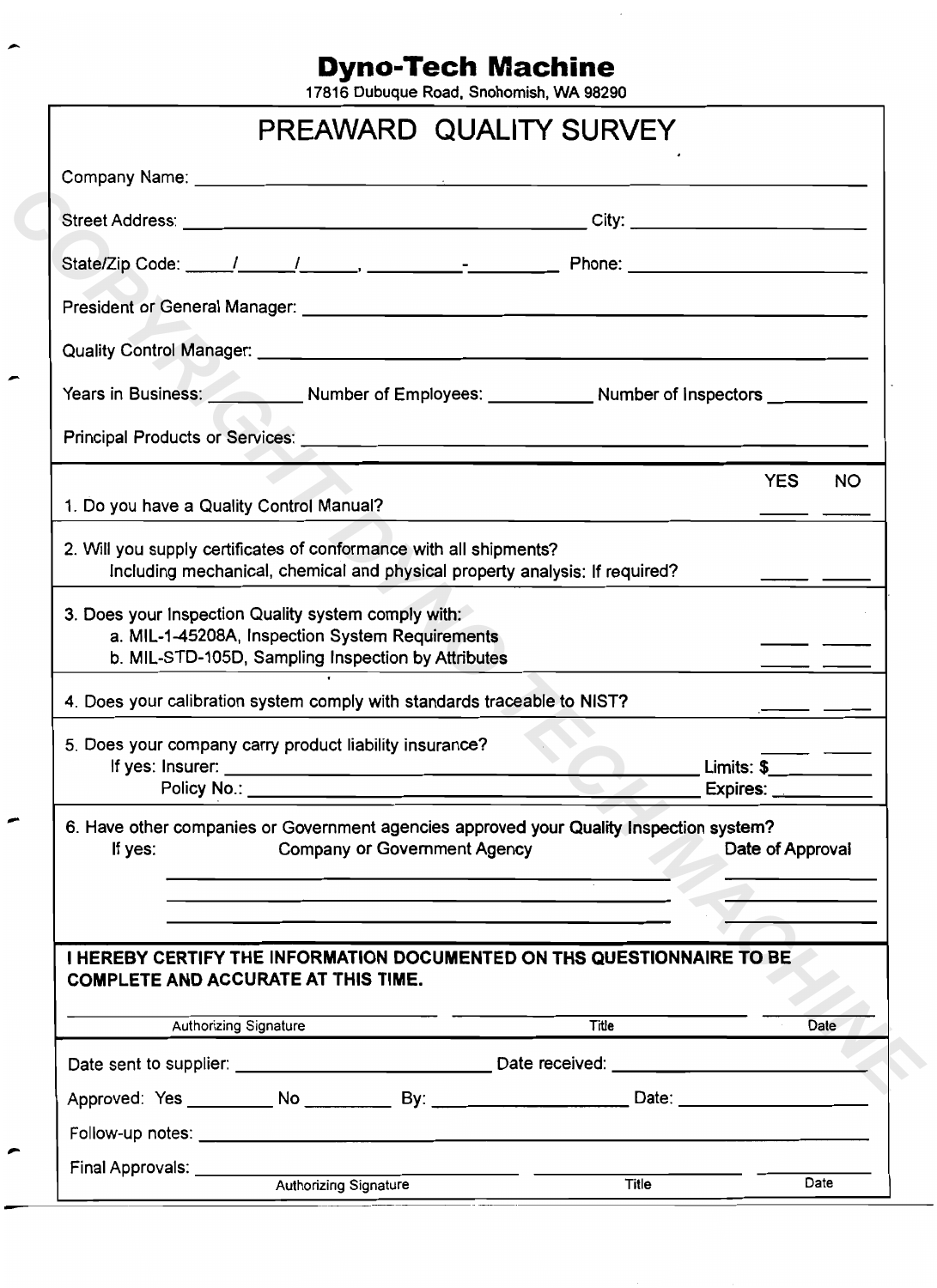# Dyno-Tech Machine

17816 Dubuque Road, Snohomish, WA 98290

## PREAWARD QUALITY SURVEY

Company Name: ______________________________________________

Street Address: ______________________________ City: ______________

State/Zip Code: ____/____/____, ________-________ Phone: ______________

President or General Manager: ______________________________________

Quality Control Manager: __________________________________________

Years in Business: ________ Number of Employees: ________ Number of Inspectors ________

Principal Products or Services: _____________________________________

| | YES | NO |
|---|---|---|
| 1. Do you have a Quality Control Manual? | ____ | ____ |
| 2. Will you supply certificates of conformance with all shipments? Including mechanical, chemical and physical property analysis: If required? | ____ | ____ |
| 3. Does your Inspection Quality system comply with: | | |
| a. MIL-1-45208A, Inspection System Requirements | ____ | ____ |
| b. MIL-STD-105D, Sampling Inspection by Attributes | ____ | ____ |
| 4. Does your calibration system comply with standards traceable to NIST? | ____ | ____ |
| 5. Does your company carry product liability insurance? | ____ | ____ |

If yes: Insurer: ______________________________ Limits: $__________

Policy No.: ______________________________ Expires: __________

6. Have other companies or Government agencies approved your Quality Inspection system?

| If yes: Company or Government Agency | Date of Approval |
|---|---|
| | |
| | |
| | |

**I HEREBY CERTIFY THE INFORMATION DOCUMENTED ON THS QUESTIONNAIRE TO BE COMPLETE AND ACCURATE AT THIS TIME.**

______________________ ______________________ __________

Authorizing Signature Title Date

Date sent to supplier: ____________________ Date received: ____________________

Approved: Yes ________ No ________ By: ________________ Date: ________________

Follow-up notes: __________________________________________________

Final Approvals: ______________________ ______________________ __________

Authorizing Signature Title Date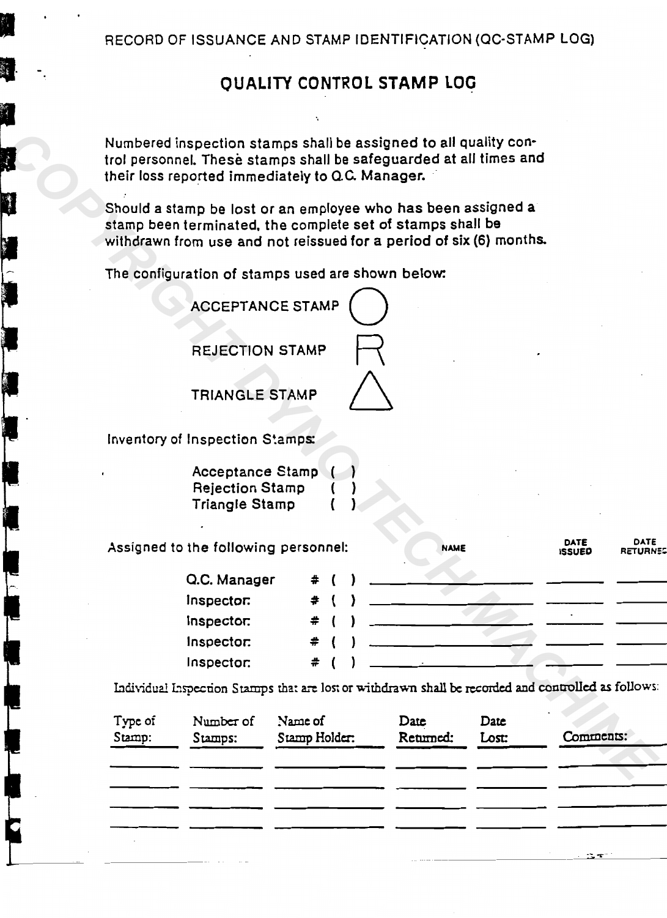RECORD OF ISSUANCE AND STAMP IDENTIFICATION (QC-STAMP LOG)

## QUALITY CONTROL STAMP LOG

Numbered inspection stamps shall be assigned to all quality control personnel. These stamps shall be safeguarded at all times and their loss reported immediately to Q.C. Manager.

Should a stamp be lost or an employee who has been assigned a stamp been terminated, the complete set of stamps shall be withdrawn from use and not reissued for a period of six (6) months.

The configuration of stamps used are shown below:

ACCEPTANCE STAMP ◯

REJECTION STAMP R

TRIANGLE STAMP △

Inventory of Inspection Stamps:

Acceptance Stamp ( )
Rejection Stamp ( )
Triangle Stamp ( )

Assigned to the following personnel:

| | | NAME | DATE ISSUED | DATE RETURNED |
|---|---|---|---|---|
| Q.C. Manager | # ( ) | | | |
| Inspector: | # ( ) | | | |
| Inspector: | # ( ) | | | |
| Inspector: | # ( ) | | | |
| Inspector: | # ( ) | | | |

Individual Inspection Stamps that are lost or withdrawn shall be recorded and controlled as follows:

| Type of Stamp: | Number of Stamps: | Name of Stamp Holder: | Date Returned: | Date Lost: | Comments: |
|---|---|---|---|---|---|
| | | | | | |
| | | | | | |
| | | | | | |
| | | | | | |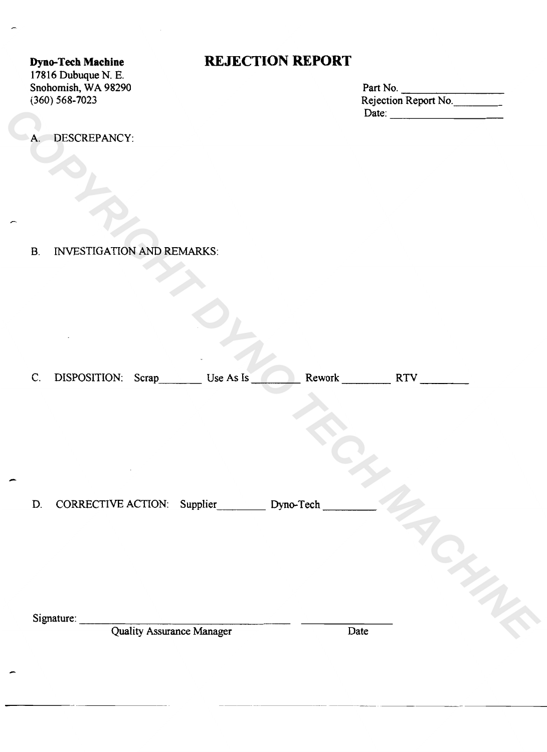**Dyno-Tech Machine**
17816 Dubuque N. E.
Snohomish, WA 98290
(360) 568-7023

# REJECTION REPORT

Part No. ________________
Rejection Report No.________
Date: ________________

A. DESCREPANCY:

B. INVESTIGATION AND REMARKS:

C. DISPOSITION: Scrap_______ Use As Is ________ Rework ________ RTV ________

D. CORRECTIVE ACTION: Supplier________ Dyno-Tech ________

Signature: ________________________________ ________________
Quality Assurance Manager Date

COPYRIGHT DYNO TECH MACHINE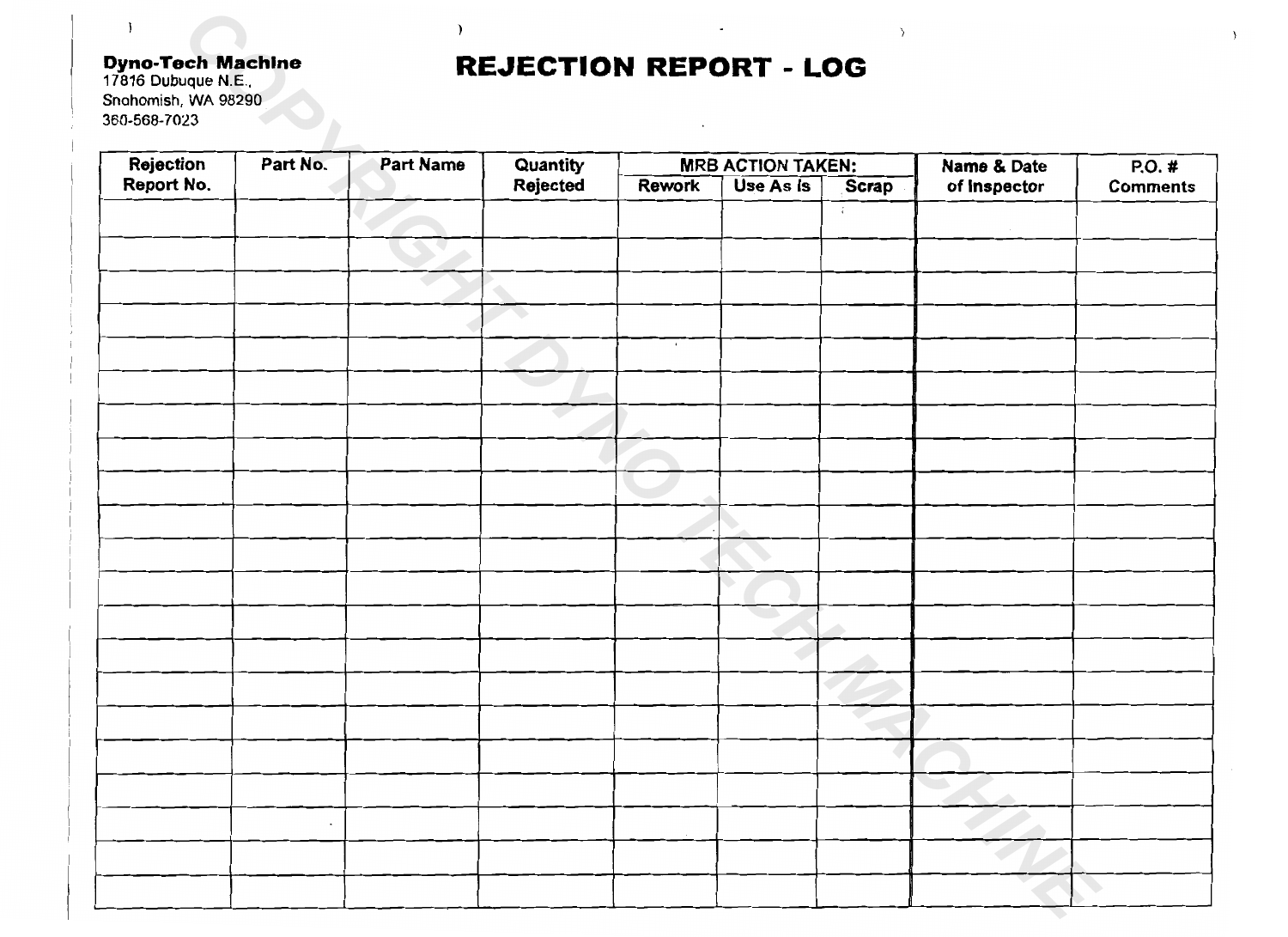**Dyno-Tech Machine**
17816 Dubuque N.E.,
Snohomish, WA 98290
360-568-7023

# REJECTION REPORT - LOG

| Rejection Report No. | Part No. | Part Name | Quantity Rejected | MRB ACTION TAKEN: | | | Name & Date of Inspector | P.O. # Comments |
|---|---|---|---|---|---|---|---|---|
| | | | | Rework | Use As Is | Scrap | | |
| | | | | | | | | |
| | | | | | | | | |
| | | | | | | | | |
| | | | | | | | | |
| | | | | | | | | |
| | | | | | | | | |
| | | | | | | | | |
| | | | | | | | | |
| | | | | | | | | |
| | | | | | | | | |
| | | | | | | | | |
| | | | | | | | | |
| | | | | | | | | |
| | | | | | | | | |
| | | | | | | | | |
| | | | | | | | | |
| | | | | | | | | |
| | | | | | | | | |
| | | | | | | | | |
| | | | | | | | | |
| | | | | | | | | |
| | | | | | | | | |

COPYRIGHT DYNO TECH MACHINE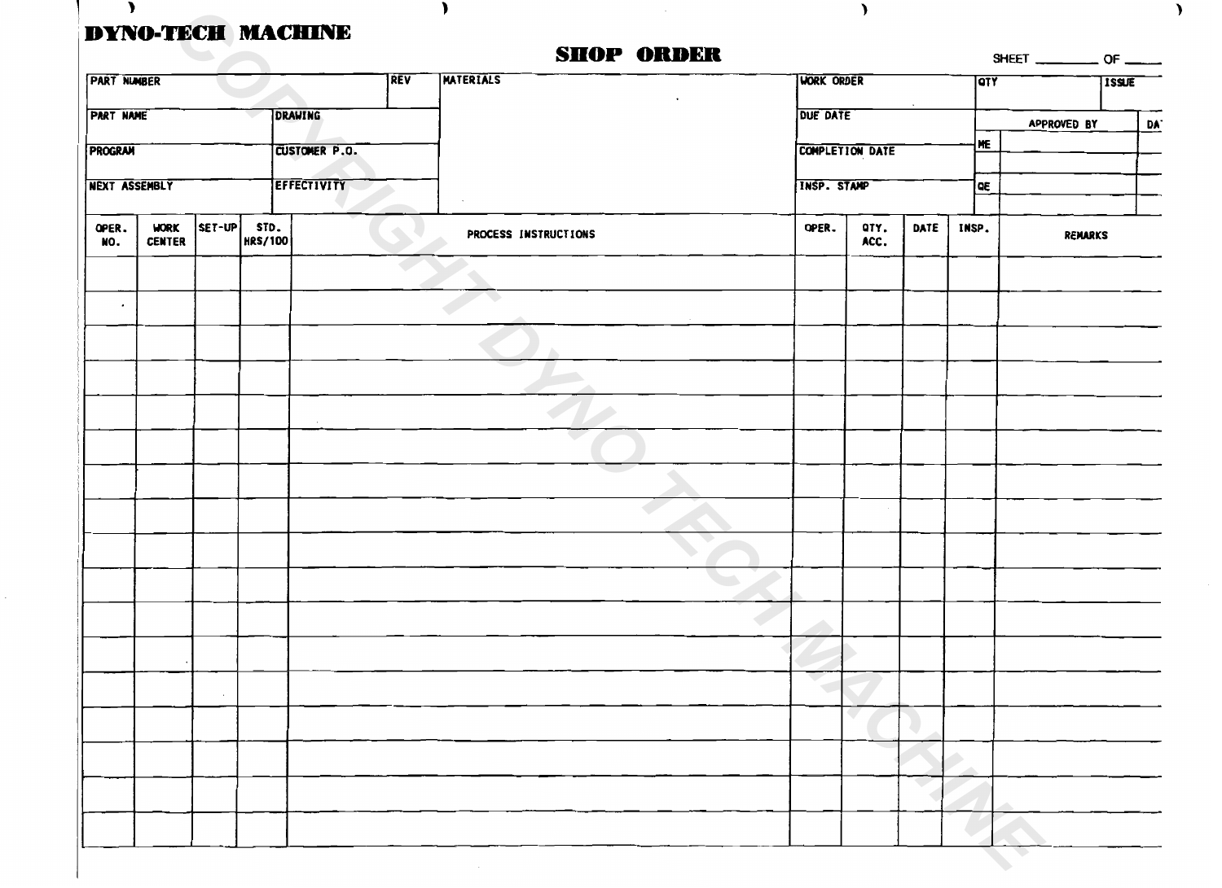# DYNO-TECH MACHINE

## SHOP ORDER

SHEET ________ OF ______

| PART NUMBER | | REV | MATERIALS | WORK ORDER | QTY | ISSUE |
|---|---|---|---|---|---|---|
| PART NAME | DRAWING | | | DUE DATE | APPROVED BY | DA |
| PROGRAM | CUSTOMER P.O. | | | COMPLETION DATE | ME | |
| NEXT ASSEMBLY | EFFECTIVITY | | | INSP. STAMP | QE | |

| OPER. NO. | WORK CENTER | SET-UP | STD. HRS/100 | PROCESS INSTRUCTIONS | OPER. | QTY. ACC. | DATE | INSP. | REMARKS |
|---|---|---|---|---|---|---|---|---|---|
| | | | | | | | | | |
| | | | | | | | | | |
| | | | | | | | | | |
| | | | | | | | | | |
| | | | | | | | | | |
| | | | | | | | | | |
| | | | | | | | | | |
| | | | | | | | | | |
| | | | | | | | | | |
| | | | | | | | | | |
| | | | | | | | | | |
| | | | | | | | | | |
| | | | | | | | | | |
| | | | | | | | | | |
| | | | | | | | | | |
| | | | | | | | | | |
| | | | | | | | | | |

COPYRIGHT DYNO-TECH MACHINE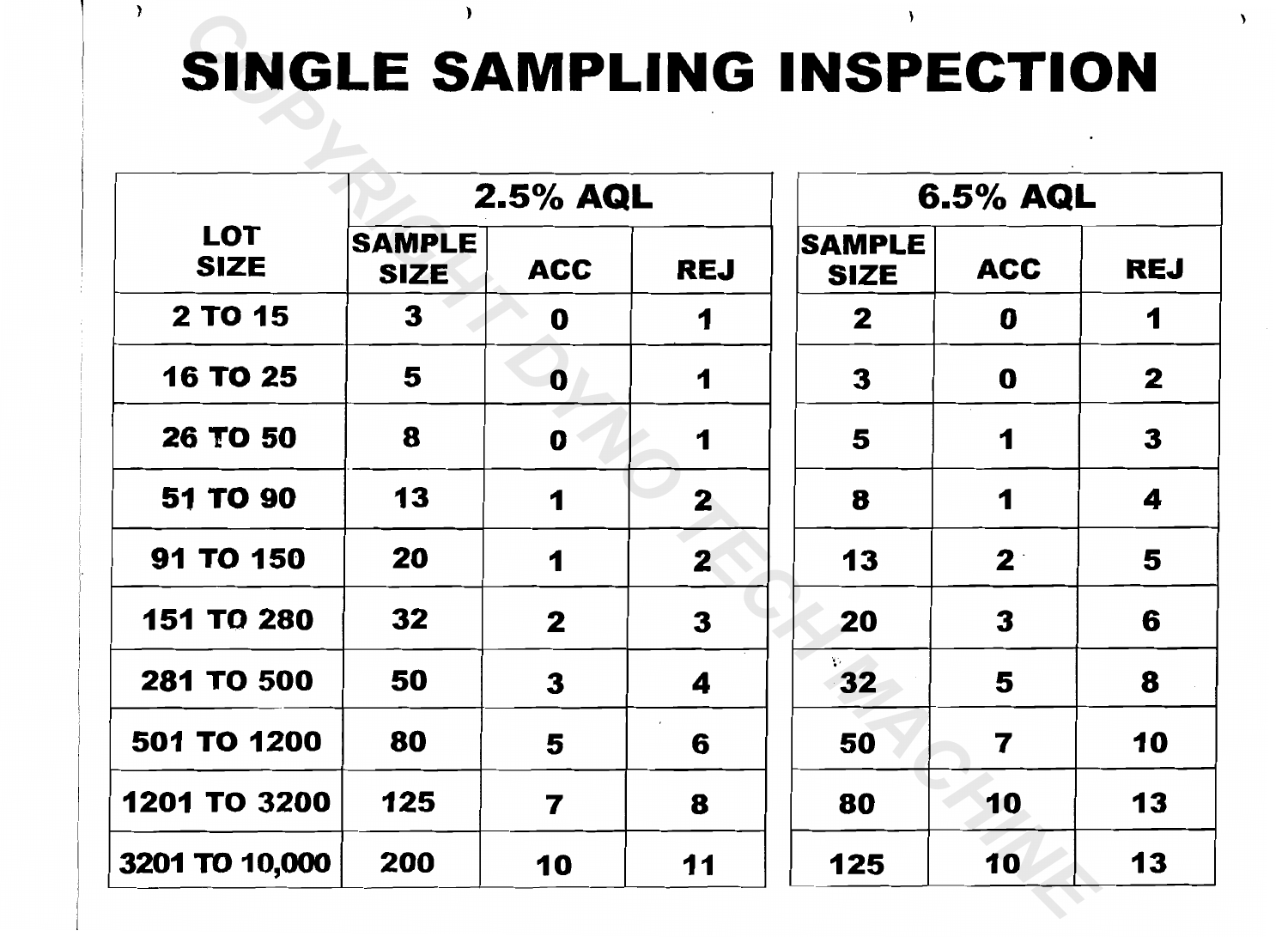# SINGLE SAMPLING INSPECTION

| LOT SIZE | 2.5% AQL | | | 6.5% AQL | | |
|---|---|---|---|---|---|---|
| | SAMPLE SIZE | ACC | REJ | SAMPLE SIZE | ACC | REJ |
| 2 TO 15 | 3 | 0 | 1 | 2 | 0 | 1 |
| 16 TO 25 | 5 | 0 | 1 | 3 | 0 | 2 |
| 26 TO 50 | 8 | 0 | 1 | 5 | 1 | 3 |
| 51 TO 90 | 13 | 1 | 2 | 8 | 1 | 4 |
| 91 TO 150 | 20 | 1 | 2 | 13 | 2 | 5 |
| 151 TO 280 | 32 | 2 | 3 | 20 | 3 | 6 |
| 281 TO 500 | 50 | 3 | 4 | 32 | 5 | 8 |
| 501 TO 1200 | 80 | 5 | 6 | 50 | 7 | 10 |
| 1201 TO 3200 | 125 | 7 | 8 | 80 | 10 | 13 |
| 3201 TO 10,000 | 200 | 10 | 11 | 125 | 10 | 13 |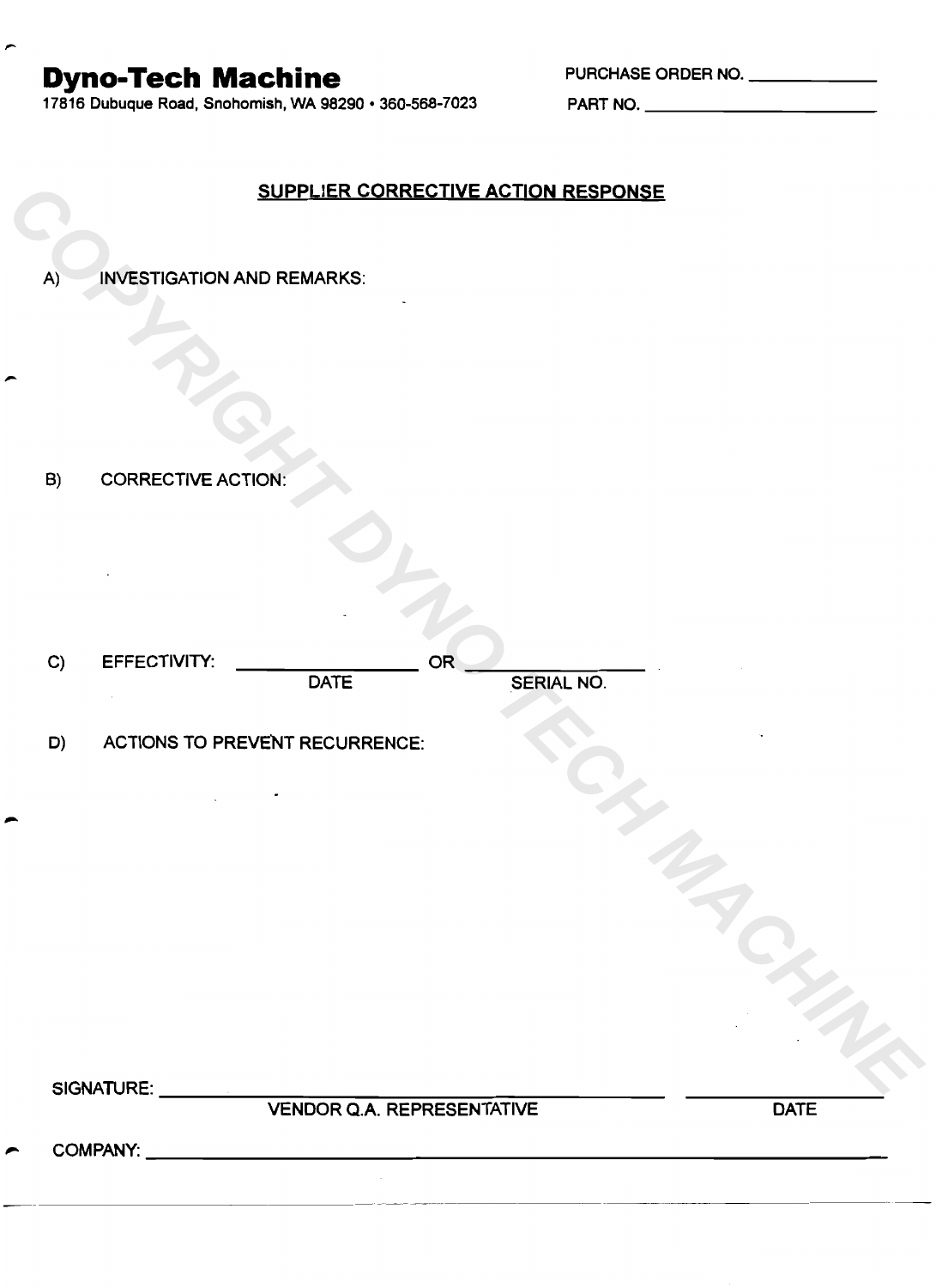# Dyno-Tech Machine

17816 Dubuque Road, Snohomish, WA 98290 • 360-568-7023

PURCHASE ORDER NO. ____________

PART NO. ______________________

## SUPPLIER CORRECTIVE ACTION RESPONSE

A) INVESTIGATION AND REMARKS:

B) CORRECTIVE ACTION:

C) EFFECTIVITY: ________________ OR ________________
DATE SERIAL NO.

D) ACTIONS TO PREVENT RECURRENCE:

SIGNATURE: ______________________________ ______________
VENDOR Q.A. REPRESENTATIVE DATE

COMPANY: ______________________________

COPYRIGHT DYNO-TECH MACHINE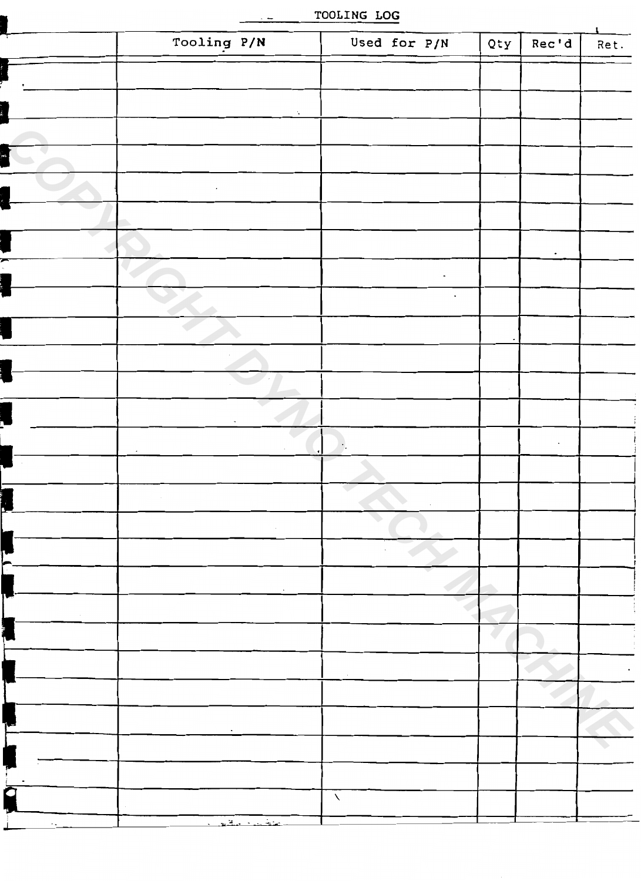TOOLING LOG

| | Tooling P/N | Used for P/N | Qty | Rec'd | Ret. |
|---|---|---|---|---|---|
| | | | | | |
| | | | | | |
| | | | | | |
| | | | | | |
| | | | | | |
| | | | | | |
| | | | | | |
| | | | | | |
| | | | | | |
| | | | | | |
| | | | | | |
| | | | | | |
| | | | | | |
| | | | | | |
| | | | | | |
| | | | | | |
| | | | | | |
| | | | | | |
| | | | | | |
| | | | | | |
| | | | | | |
| | | | | | |
| | | | | | |
| | | | | | |
| | | | | | |
| | | | | | |

COPYRIGHT DYNO TECH MACHINE